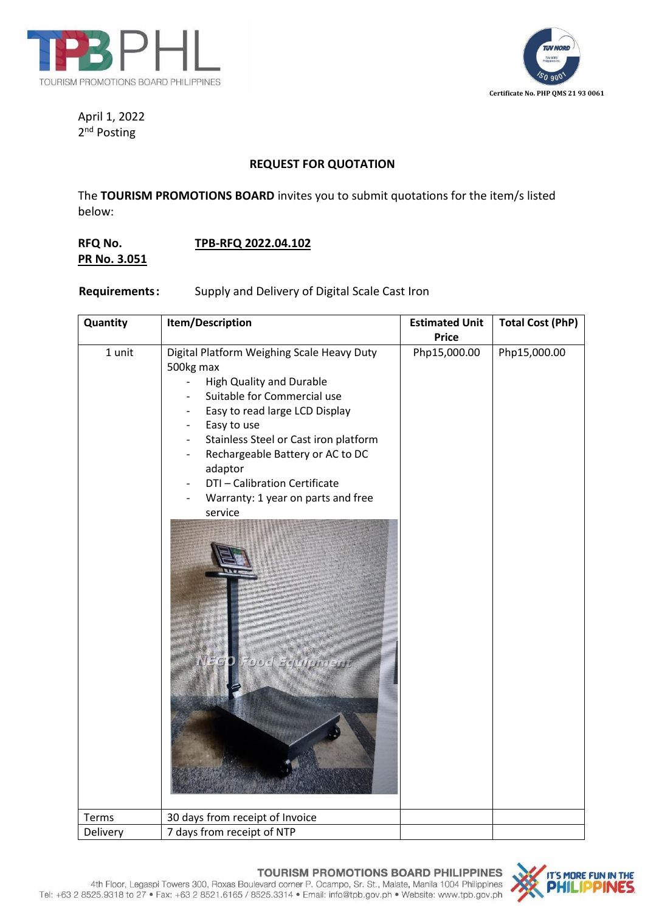April 1, 2022
2nd Posting

## REQUEST FOR QUOTATION

The **TOURISM PROMOTIONS BOARD** invites you to submit quotations for the item/s listed below:

**RFQ No.** **TPB-RFQ 2022.04.102**
**PR No. 3.051**

**Requirements:** Supply and Delivery of Digital Scale Cast Iron

| Quantity | Item/Description | Estimated Unit Price | Total Cost (PhP) |
|---|---|---|---|
| 1 unit | Digital Platform Weighing Scale Heavy Duty 500kg max<br>- High Quality and Durable<br>- Suitable for Commercial use<br>- Easy to read large LCD Display<br>- Easy to use<br>- Stainless Steel or Cast iron platform<br>- Rechargeable Battery or AC to DC adaptor<br>- DTI – Calibration Certificate<br>- Warranty: 1 year on parts and free service | Php15,000.00 | Php15,000.00 |
| Terms | 30 days from receipt of Invoice | | |
| Delivery | 7 days from receipt of NTP | | |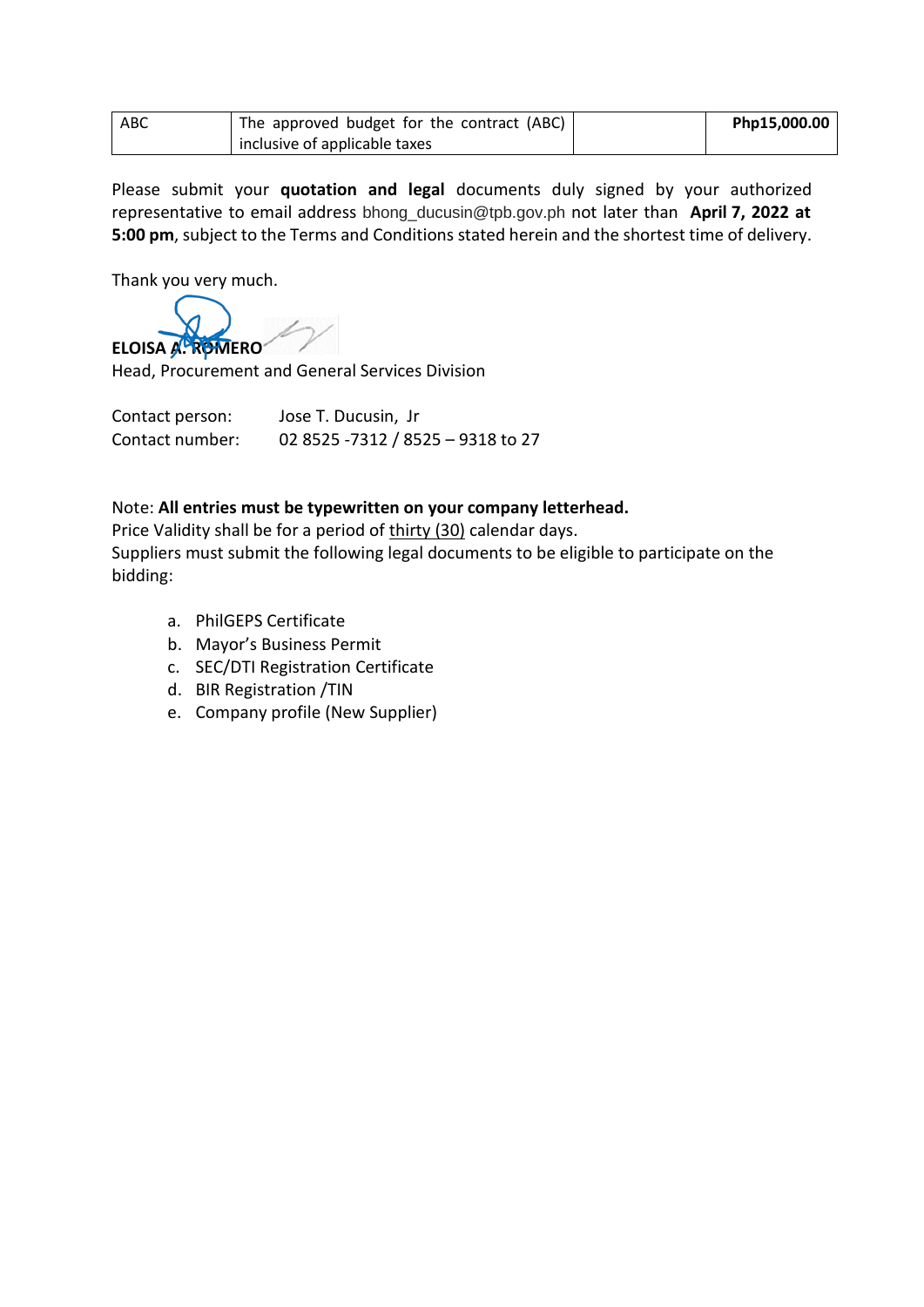| | | | |
|---|---|---|---|
| ABC | The approved budget for the contract (ABC) inclusive of applicable taxes | | **Php15,000.00** |

Please submit your **quotation and legal** documents duly signed by your authorized representative to email address bhong_ducusin@tpb.gov.ph not later than **April 7, 2022 at 5:00 pm**, subject to the Terms and Conditions stated herein and the shortest time of delivery.

Thank you very much.

**ELOISA A. ROMERO**
Head, Procurement and General Services Division

Contact person: Jose T. Ducusin, Jr
Contact number: 02 8525 -7312 / 8525 – 9318 to 27

Note: **All entries must be typewritten on your company letterhead.**
Price Validity shall be for a period of thirty (30) calendar days.
Suppliers must submit the following legal documents to be eligible to participate on the bidding:

a. PhilGEPS Certificate
b. Mayor's Business Permit
c. SEC/DTI Registration Certificate
d. BIR Registration /TIN
e. Company profile (New Supplier)